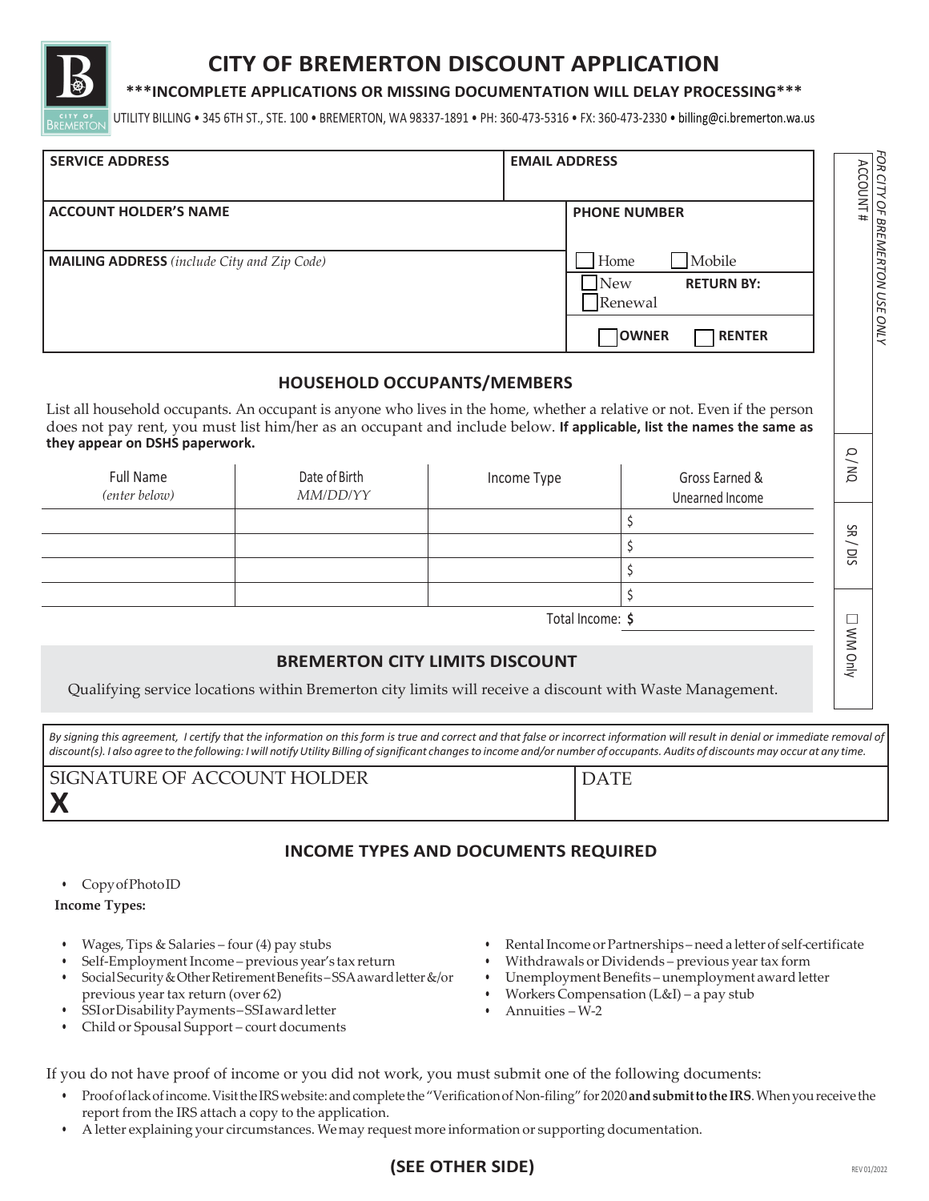# CITY OF BREMERTON DISCOUNT APPLICATION

### \*\*\*INCOMPLETE APPLICATIONS OR MISSING DOCUMENTATION WILL DELAY PROCESSING\*\*\*

UTILITY BILLING • 345 6TH ST., STE. 100 • BREMERTON, WA 98337-1891 • PH: 360-473-5316 • FX: 360-473-2330 • billing@ci.bremerton.wa.us

| SERVICE ADDRESS | EMAIL ADDRESS |
|---|---|
| **ACCOUNT HOLDER'S NAME** | **PHONE NUMBER** ☐ Home ☐ Mobile |
| **MAILING ADDRESS** *(include City and Zip Code)* | ☐ New ☐ Renewal **RETURN BY:** |
| | ☐ **OWNER** ☐ **RENTER** |

*FOR CITY OF BREMERTON USE ONLY* — ACCOUNT # | Q / NQ | SR / DIS | ☐ WM Only

## HOUSEHOLD OCCUPANTS/MEMBERS

List all household occupants. An occupant is anyone who lives in the home, whether a relative or not. Even if the person does not pay rent, you must list him/her as an occupant and include below. **If applicable, list the names the same as they appear on DSHS paperwork.**

| Full Name *(enter below)* | Date of Birth *MM/DD/YY* | Income Type | Gross Earned & Unearned Income |
|---|---|---|---|
| | | | $ |
| | | | $ |
| | | | $ |
| | | | $ |
| | | Total Income: | **$** |

## BREMERTON CITY LIMITS DISCOUNT

Qualifying service locations within Bremerton city limits will receive a discount with Waste Management.

*By signing this agreement, I certify that the information on this form is true and correct and that false or incorrect information will result in denial or immediate removal of discount(s). I also agree to the following: I will notify Utility Billing of significant changes to income and/or number of occupants. Audits of discounts may occur at any time.*

| SIGNATURE OF ACCOUNT HOLDER | DATE |
|---|---|
| **X** | |

## INCOME TYPES AND DOCUMENTS REQUIRED

- Copy of Photo ID

**Income Types:**

- Wages, Tips & Salaries – four (4) pay stubs
- Self-Employment Income – previous year's tax return
- Social Security & Other Retirement Benefits – SSA award letter &/or previous year tax return (over 62)
- SSI or Disability Payments – SSI award letter
- Child or Spousal Support – court documents
- Rental Income or Partnerships – need a letter of self-certificate
- Withdrawals or Dividends – previous year tax form
- Unemployment Benefits – unemployment award letter
- Workers Compensation (L&I) – a pay stub
- Annuities – W-2

If you do not have proof of income or you did not work, you must submit one of the following documents:

- Proof of lack of income. Visit the IRS website: and complete the "Verification of Non-filing" for 2020 **and submit to the IRS**. When you receive the report from the IRS attach a copy to the application.
- A letter explaining your circumstances. We may request more information or supporting documentation.

### (SEE OTHER SIDE)

REV 01/2022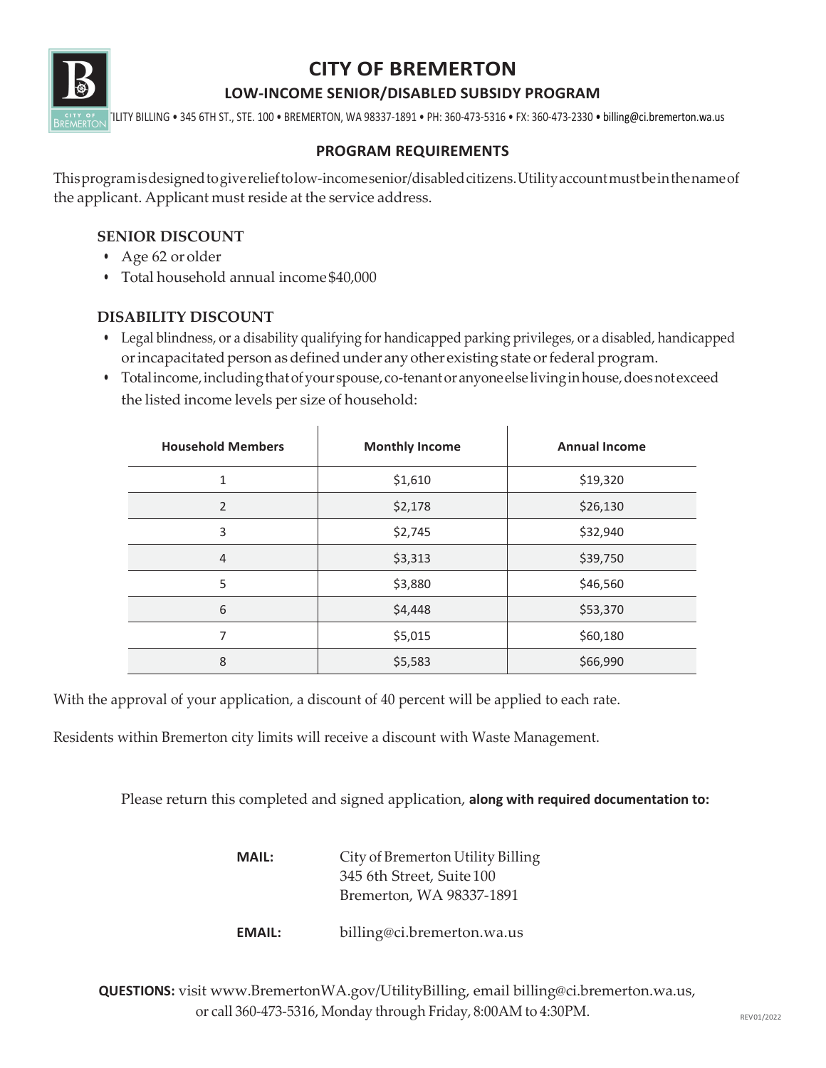# CITY OF BREMERTON

## LOW-INCOME SENIOR/DISABLED SUBSIDY PROGRAM

UTILITY BILLING • 345 6TH ST., STE. 100 • BREMERTON, WA 98337-1891 • PH: 360-473-5316 • FX: 360-473-2330 • billing@ci.bremerton.wa.us

### PROGRAM REQUIREMENTS

This program is designed to give relief to low-income senior/disabled citizens. Utility account must be in the name of the applicant. Applicant must reside at the service address.

**SENIOR DISCOUNT**

- Age 62 or older
- Total household annual income $40,000

**DISABILITY DISCOUNT**

- Legal blindness, or a disability qualifying for handicapped parking privileges, or a disabled, handicapped or incapacitated person as defined under any other existing state or federal program.
- Total income, including that of your spouse, co-tenant or anyone else living in house, does not exceed the listed income levels per size of household:

| Household Members | Monthly Income | Annual Income |
|---|---|---|
| 1 | $1,610 | $19,320 |
| 2 | $2,178 | $26,130 |
| 3 | $2,745 | $32,940 |
| 4 | $3,313 | $39,750 |
| 5 | $3,880 | $46,560 |
| 6 | $4,448 | $53,370 |
| 7 | $5,015 | $60,180 |
| 8 | $5,583 | $66,990 |

With the approval of your application, a discount of 40 percent will be applied to each rate.

Residents within Bremerton city limits will receive a discount with Waste Management.

Please return this completed and signed application, **along with required documentation to:**

**MAIL:** City of Bremerton Utility Billing
345 6th Street, Suite 100
Bremerton, WA 98337-1891

**EMAIL:** billing@ci.bremerton.wa.us

**QUESTIONS:** visit www.BremertonWA.gov/UtilityBilling, email billing@ci.bremerton.wa.us, or call 360-473-5316, Monday through Friday, 8:00AM to 4:30PM.

REV01/2022